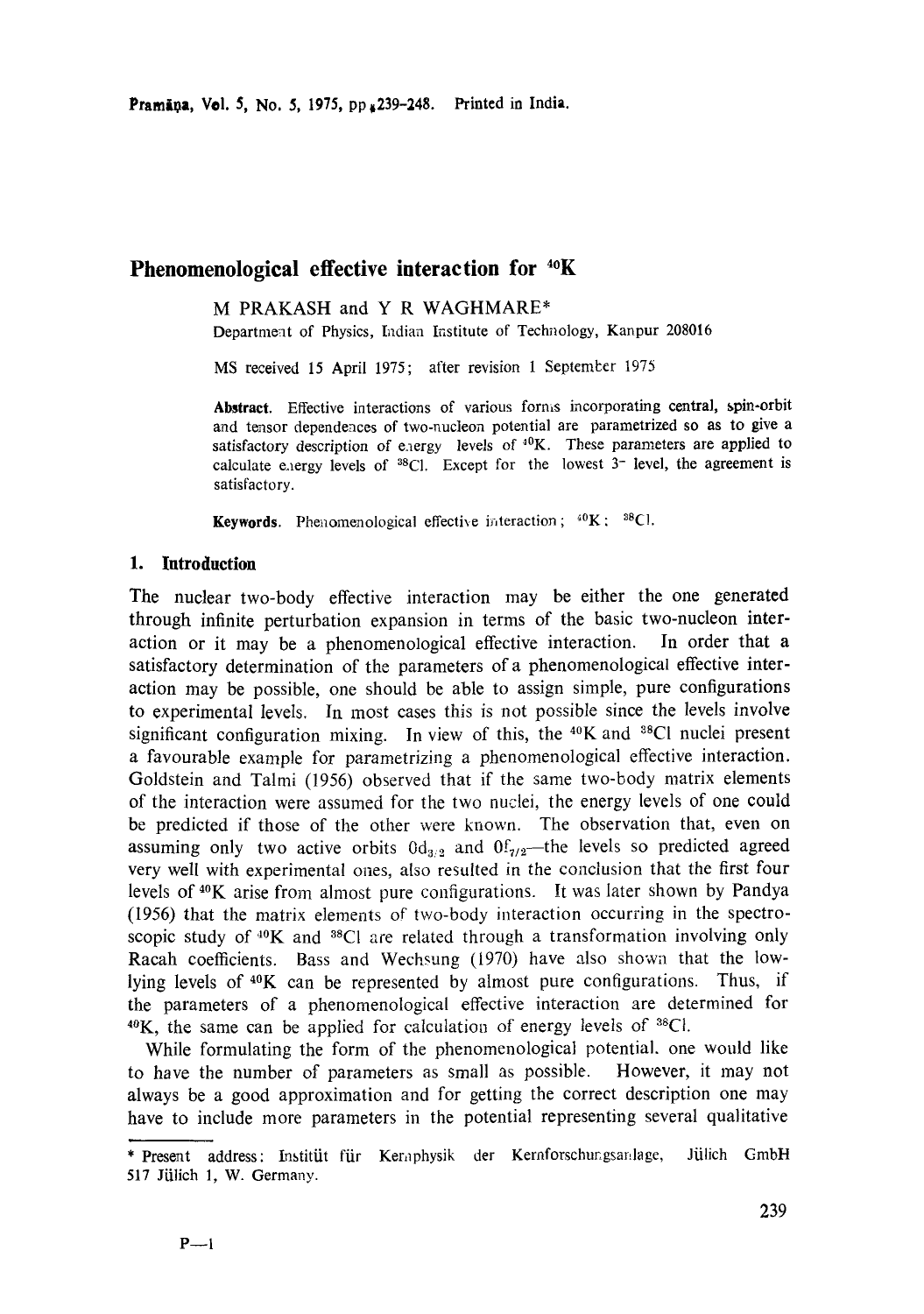# Phenomenological effective interaction for $^{40}$K

M PRAKASH and Y R WAGHMARE*

Department of Physics, Indian Institute of Technology, Kanpur 208016

MS received 15 April 1975; after revision 1 September 1975

**Abstract.** Effective interactions of various forms incorporating central, spin-orbit and tensor dependences of two-nucleon potential are parametrized so as to give a satisfactory description of energy levels of $^{40}$K. These parameters are applied to calculate energy levels of $^{38}$Cl. Except for the lowest $3^-$ level, the agreement is satisfactory.

**Keywords.** Phenomenological effective interaction; $^{40}$K; $^{38}$Cl.

## 1. Introduction

The nuclear two-body effective interaction may be either the one generated through infinite perturbation expansion in terms of the basic two-nucleon interaction or it may be a phenomenological effective interaction. In order that a satisfactory determination of the parameters of a phenomenological effective interaction may be possible, one should be able to assign simple, pure configurations to experimental levels. In most cases this is not possible since the levels involve significant configuration mixing. In view of this, the $^{40}$K and $^{38}$Cl nuclei present a favourable example for parametrizing a phenomenological effective interaction. Goldstein and Talmi (1956) observed that if the same two-body matrix elements of the interaction were assumed for the two nuclei, the energy levels of one could be predicted if those of the other were known. The observation that, even on assuming only two active orbits $0d_{3/2}$ and $0f_{7/2}$—the levels so predicted agreed very well with experimental ones, also resulted in the conclusion that the first four levels of $^{40}$K arise from almost pure configurations. It was later shown by Pandya (1956) that the matrix elements of two-body interaction occurring in the spectroscopic study of $^{40}$K and $^{38}$Cl are related through a transformation involving only Racah coefficients. Bass and Wechsung (1970) have also shown that the low-lying levels of $^{40}$K can be represented by almost pure configurations. Thus, if the parameters of a phenomenological effective interaction are determined for $^{40}$K, the same can be applied for calculation of energy levels of $^{38}$Cl.

While formulating the form of the phenomenological potential, one would like to have the number of parameters as small as possible. However, it may not always be a good approximation and for getting the correct description one may have to include more parameters in the potential representing several qualitative

---

* Present address: Institüt für Kernphysik der Kernforschungsanlage, Jülich GmbH 517 Jülich 1, W. Germany.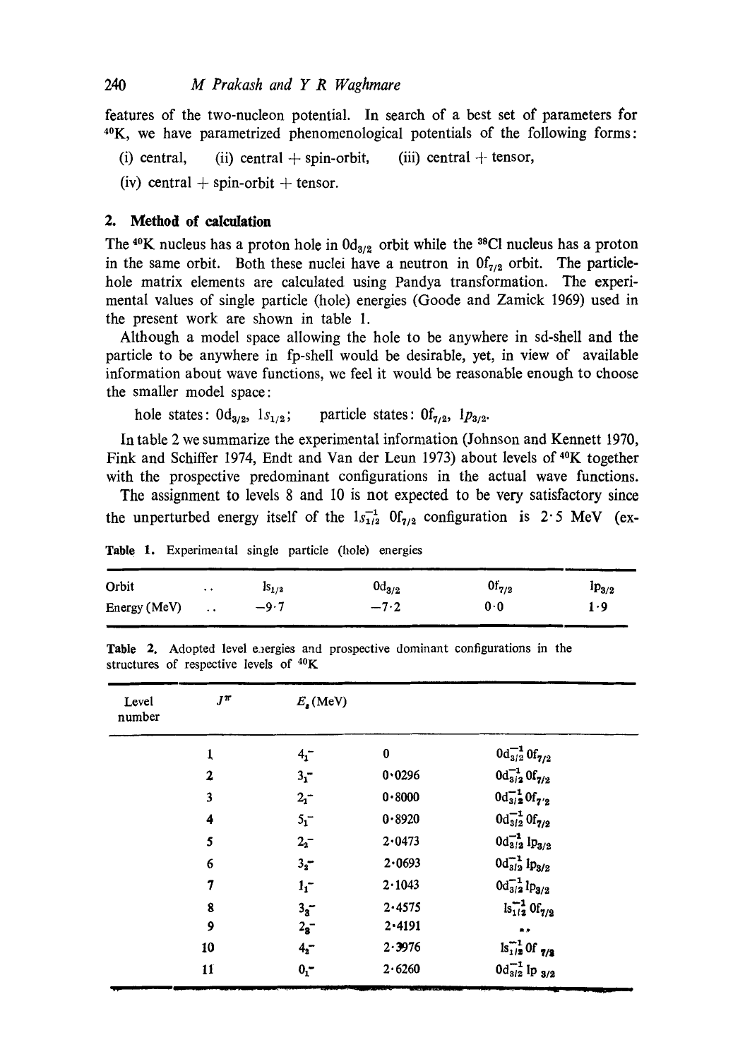features of the two-nucleon potential. In search of a best set of parameters for $^{40}$K, we have parametrized phenomenological potentials of the following forms:

(i) central, (ii) central + spin-orbit, (iii) central + tensor,

(iv) central + spin-orbit + tensor.

## 2. Method of calculation

The $^{40}$K nucleus has a proton hole in $0d_{3/2}$ orbit while the $^{38}$Cl nucleus has a proton in the same orbit. Both these nuclei have a neutron in $0f_{7/2}$ orbit. The particle-hole matrix elements are calculated using Pandya transformation. The experimental values of single particle (hole) energies (Goode and Zamick 1969) used in the present work are shown in table 1.

Although a model space allowing the hole to be anywhere in sd-shell and the particle to be anywhere in fp-shell would be desirable, yet, in view of available information about wave functions, we feel it would be reasonable enough to choose the smaller model space:

hole states: $0d_{3/2}$, $1s_{1/2}$; particle states: $0f_{7/2}$, $1p_{3/2}$.

In table 2 we summarize the experimental information (Johnson and Kennett 1970, Fink and Schiffer 1974, Endt and Van der Leun 1973) about levels of $^{40}$K together with the prospective predominant configurations in the actual wave functions.

The assignment to levels 8 and 10 is not expected to be very satisfactory since the unperturbed energy itself of the $1s_{1/2}^{-1}\,0f_{7/2}$ configuration is 2·5 MeV (ex-

**Table 1.** Experimental single particle (hole) energies

| Orbit | .. | $1s_{1/2}$ | $0d_{3/2}$ | $0f_{7/2}$ | $1p_{3/2}$ |
|---|---|---|---|---|---|
| Energy (MeV) | .. | −9·7 | −7·2 | 0·0 | 1·9 |

**Table 2.** Adopted level energies and prospective dominant configurations in the structures of respective levels of $^{40}$K

| Level number | $J^\pi$ | $E_x$ (MeV) | |
|---|---|---|---|
| 1 | $4_1^-$ | 0 | $0d_{3/2}^{-1}\,0f_{7/2}$ |
| 2 | $3_1^-$ | 0·0296 | $0d_{3/2}^{-1}\,0f_{7/2}$ |
| 3 | $2_1^-$ | 0·8000 | $0d_{3/2}^{-1}\,0f_{7/2}$ |
| 4 | $5_1^-$ | 0·8920 | $0d_{3/2}^{-1}\,0f_{7/2}$ |
| 5 | $2_2^-$ | 2·0473 | $0d_{3/2}^{-1}\,1p_{3/2}$ |
| 6 | $3_2^-$ | 2·0693 | $0d_{3/2}^{-1}\,1p_{3/2}$ |
| 7 | $1_1^-$ | 2·1043 | $0d_{3/2}^{-1}\,1p_{3/2}$ |
| 8 | $3_3^-$ | 2·4575 | $1s_{1/2}^{-1}\,0f_{7/2}$ |
| 9 | $2_3^-$ | 2·4191 | .. |
| 10 | $4_2^-$ | 2·3976 | $1s_{1/2}^{-1}\,0f_{7/2}$ |
| 11 | $0_1^-$ | 2·6260 | $0d_{3/2}^{-1}\,1p_{3/2}$ |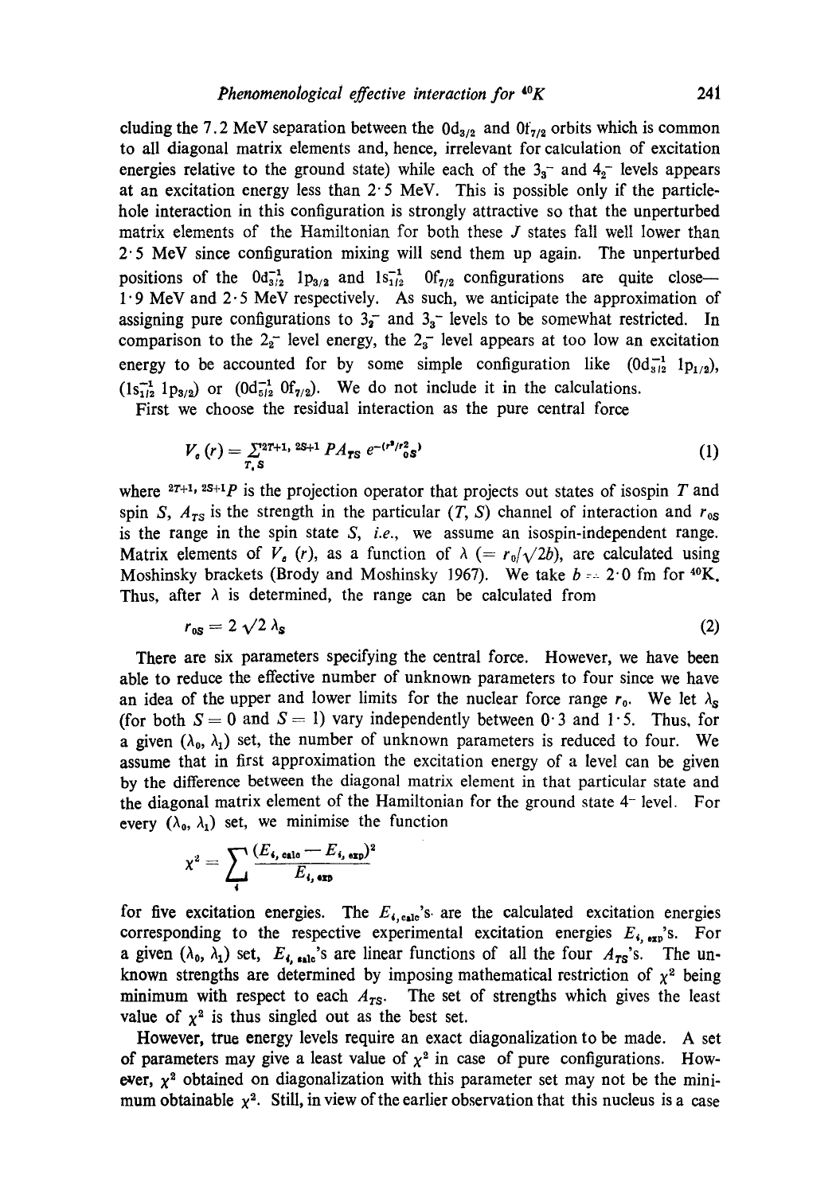cluding the 7.2 MeV separation between the $0d_{3/2}$ and $0f_{7/2}$ orbits which is common to all diagonal matrix elements and, hence, irrelevant for calculation of excitation energies relative to the ground state) while each of the $3_3^-$ and $4_2^-$ levels appears at an excitation energy less than 2·5 MeV. This is possible only if the particle-hole interaction in this configuration is strongly attractive so that the unperturbed matrix elements of the Hamiltonian for both these $J$ states fall well lower than 2·5 MeV since configuration mixing will send them up again. The unperturbed positions of the $0d_{3/2}^{-1}\ 1p_{3/2}$ and $1s_{1/2}^{-1}\ 0f_{7/2}$ configurations are quite close— 1·9 MeV and 2·5 MeV respectively. As such, we anticipate the approximation of assigning pure configurations to $3_2^-$ and $3_3^-$ levels to be somewhat restricted. In comparison to the $2_2^-$ level energy, the $2_3^-$ level appears at too low an excitation energy to be accounted for by some simple configuration like $(0d_{3/2}^{-1}\ 1p_{1/2})$, $(1s_{1/2}^{-1}\ 1p_{3/2})$ or $(0d_{5/2}^{-1}\ 0f_{7/2})$. We do not include it in the calculations.

First we choose the residual interaction as the pure central force

$$V_c(r) = \sum_{T,S} {}^{2T+1,\,2S+1}PA_{TS}\, e^{-(r^2/r_{0S}^2)} \tag{1}$$

where ${}^{2T+1,\,2S+1}P$ is the projection operator that projects out states of isospin $T$ and spin $S$, $A_{TS}$ is the strength in the particular $(T, S)$ channel of interaction and $r_{0S}$ is the range in the spin state $S$, *i.e.*, we assume an isospin-independent range. Matrix elements of $V_c(r)$, as a function of $\lambda$ $(= r_0/\sqrt{2}b)$, are calculated using Moshinsky brackets (Brody and Moshinsky 1967). We take $b = 2·0$ fm for $^{40}$K. Thus, after $\lambda$ is determined, the range can be calculated from

$$r_{0S} = 2\sqrt{2}\,\lambda_S \tag{2}$$

There are six parameters specifying the central force. However, we have been able to reduce the effective number of unknown parameters to four since we have an idea of the upper and lower limits for the nuclear force range $r_0$. We let $\lambda_S$ (for both $S = 0$ and $S = 1$) vary independently between 0·3 and 1·5. Thus, for a given $(\lambda_0, \lambda_1)$ set, the number of unknown parameters is reduced to four. We assume that in first approximation the excitation energy of a level can be given by the difference between the diagonal matrix element in that particular state and the diagonal matrix element of the Hamiltonian for the ground state $4^-$ level. For every $(\lambda_0, \lambda_1)$ set, we minimise the function

$$\chi^2 = \sum_i \frac{(E_{i,\,\text{calc}} - E_{i,\,\text{exp}})^2}{E_{i,\,\text{exp}}}$$

for five excitation energies. The $E_{i,\text{calc}}$'s are the calculated excitation energies corresponding to the respective experimental excitation energies $E_{i,\,\text{exp}}$'s. For a given $(\lambda_0, \lambda_1)$ set, $E_{i,\,\text{calc}}$'s are linear functions of all the four $A_{TS}$'s. The unknown strengths are determined by imposing mathematical restriction of $\chi^2$ being minimum with respect to each $A_{TS}$. The set of strengths which gives the least value of $\chi^2$ is thus singled out as the best set.

However, true energy levels require an exact diagonalization to be made. A set of parameters may give a least value of $\chi^2$ in case of pure configurations. However, $\chi^2$ obtained on diagonalization with this parameter set may not be the minimum obtainable $\chi^2$. Still, in view of the earlier observation that this nucleus is a case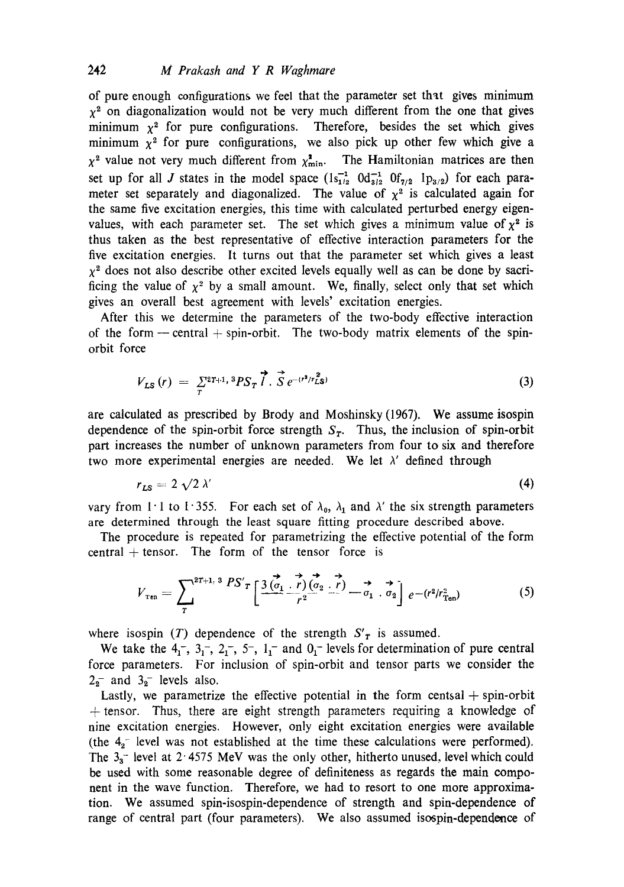of pure enough configurations we feel that the parameter set that gives minimum $\chi^2$ on diagonalization would not be very much different from the one that gives minimum $\chi^2$ for pure configurations. Therefore, besides the set which gives minimum $\chi^2$ for pure configurations, we also pick up other few which give a $\chi^2$ value not very much different from $\chi^2_{\text{min}}$. The Hamiltonian matrices are then set up for all $J$ states in the model space $(1s_{1/2}^{-1}\ 0d_{3/2}^{-1}\ 0f_{7/2}\ 1p_{3/2})$ for each parameter set separately and diagonalized. The value of $\chi^2$ is calculated again for the same five excitation energies, this time with calculated perturbed energy eigenvalues, with each parameter set. The set which gives a minimum value of $\chi^2$ is thus taken as the best representative of effective interaction parameters for the five excitation energies. It turns out that the parameter set which gives a least $\chi^2$ does not also describe other excited levels equally well as can be done by sacrificing the value of $\chi^2$ by a small amount. We, finally, select only that set which gives an overall best agreement with levels' excitation energies.

After this we determine the parameters of the two-body effective interaction of the form — central + spin-orbit. The two-body matrix elements of the spin-orbit force

$$V_{LS}(r) = \sum_T {}^{2T+1,\,3}PS_T\ \vec{l}\cdot\vec{S}\ e^{-(r^2/r_{LS}^2)} \tag{3}$$

are calculated as prescribed by Brody and Moshinsky (1967). We assume isospin dependence of the spin-orbit force strength $S_T$. Thus, the inclusion of spin-orbit part increases the number of unknown parameters from four to six and therefore two more experimental energies are needed. We let $\lambda'$ defined through

$$r_{LS} = 2\sqrt{2}\,\lambda' \tag{4}$$

vary from 1·1 to 1·355. For each set of $\lambda_0$, $\lambda_1$ and $\lambda'$ the six strength parameters are determined through the least square fitting procedure described above.

The procedure is repeated for parametrizing the effective potential of the form central + tensor. The form of the tensor force is

$$V_{\text{Ten}} = \sum_T {}^{2T+1,\,3}PS'_T \left[\frac{3(\vec{\sigma}_1\cdot\vec{r})(\vec{\sigma}_2\cdot\vec{r})}{r^2} - \vec{\sigma}_1\cdot\vec{\sigma}_2\right] e^{-(r^2/r_{\text{Ten}}^2)} \tag{5}$$

where isospin ($T$) dependence of the strength $S'_T$ is assumed.

We take the $4_1^-$, $3_1^-$, $2_1^-$, $5^-$, $1_1^-$ and $0_1^-$ levels for determination of pure central force parameters. For inclusion of spin-orbit and tensor parts we consider the $2_2^-$ and $3_2^-$ levels also.

Lastly, we parametrize the effective potential in the form centsal + spin-orbit + tensor. Thus, there are eight strength parameters requiring a knowledge of nine excitation energies. However, only eight excitation energies were available (the $4_2^-$ level was not established at the time these calculations were performed). The $3_3^-$ level at 2·4575 MeV was the only other, hitherto unused, level which could be used with some reasonable degree of definiteness as regards the main component in the wave function. Therefore, we had to resort to one more approximation. We assumed spin-isospin-dependence of strength and spin-dependence of range of central part (four parameters). We also assumed isospin-dependence of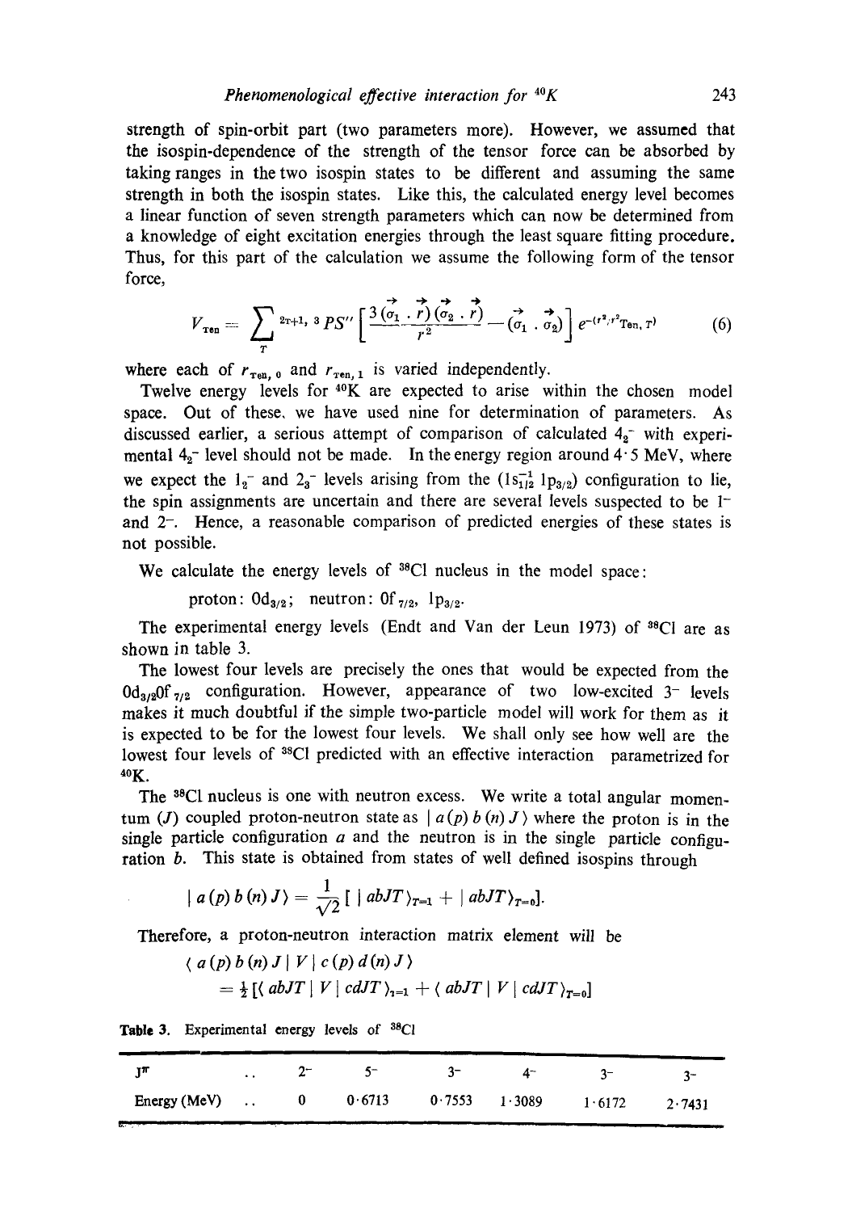strength of spin-orbit part (two parameters more). However, we assumed that the isospin-dependence of the strength of the tensor force can be absorbed by taking ranges in the two isospin states to be different and assuming the same strength in both the isospin states. Like this, the calculated energy level becomes a linear function of seven strength parameters which can now be determined from a knowledge of eight excitation energies through the least square fitting procedure. Thus, for this part of the calculation we assume the following form of the tensor force,

$$V_{\text{Ten}} = \sum_{T} {}^{2T+1,\,3}PS'' \left[ \frac{3(\vec{\sigma}_1 \cdot \vec{r})(\vec{\sigma}_2 \cdot \vec{r})}{r^2} - (\vec{\sigma}_1 \cdot \vec{\sigma}_2) \right] e^{-(r^2/r^2_{\text{Ten},\,T})} \tag{6}$$

where each of $r_{\text{Ten},\,0}$ and $r_{\text{Ten},\,1}$ is varied independently.

Twelve energy levels for $^{40}$K are expected to arise within the chosen model space. Out of these, we have used nine for determination of parameters. As discussed earlier, a serious attempt of comparison of calculated $4_2^-$ with experimental $4_2^-$ level should not be made. In the energy region around 4·5 MeV, where we expect the $1_2^-$ and $2_3^-$ levels arising from the $(1s_{1/2}^{-1}\, 1p_{3/2})$ configuration to lie, the spin assignments are uncertain and there are several levels suspected to be $1^-$ and $2^-$. Hence, a reasonable comparison of predicted energies of these states is not possible.

We calculate the energy levels of $^{38}$Cl nucleus in the model space:

proton: $0d_{3/2}$; neutron: $0f_{7/2}$, $1p_{3/2}$.

The experimental energy levels (Endt and Van der Leun 1973) of $^{38}$Cl are as shown in table 3.

The lowest four levels are precisely the ones that would be expected from the $0d_{3/2}0f_{7/2}$ configuration. However, appearance of two low-excited $3^-$ levels makes it much doubtful if the simple two-particle model will work for them as it is expected to be for the lowest four levels. We shall only see how well are the lowest four levels of $^{38}$Cl predicted with an effective interaction parametrized for $^{40}$K.

The $^{38}$Cl nucleus is one with neutron excess. We write a total angular momentum ($J$) coupled proton-neutron state as $|\, a(p)\, b(n)\, J\rangle$ where the proton is in the single particle configuration $a$ and the neutron is in the single particle configuration $b$. This state is obtained from states of well defined isospins through

$$|\, a(p)\, b(n)\, J\rangle = \frac{1}{\sqrt{2}} [\, |\, abJT\rangle_{T=1} + |\, abJT\rangle_{T=0}].$$

Therefore, a proton-neutron interaction matrix element will be

$$\langle\, a(p)\, b(n)\, J \,|\, V \,|\, c(p)\, d(n)\, J\,\rangle$$
$$= \tfrac{1}{2} [\langle\, abJT \,|\, V \,|\, cdJT\,\rangle_{T=1} + \langle\, abJT \,|\, V \,|\, cdJT\,\rangle_{T=0}]$$

**Table 3.** Experimental energy levels of $^{38}$Cl

| $J^\pi$ | .. | $2^-$ | $5^-$ | $3^-$ | $4^-$ | $3^-$ | $3^-$ |
|---|---|---|---|---|---|---|---|
| Energy (MeV) | .. | 0 | 0·6713 | 0·7553 | 1·3089 | 1·6172 | 2·7431 |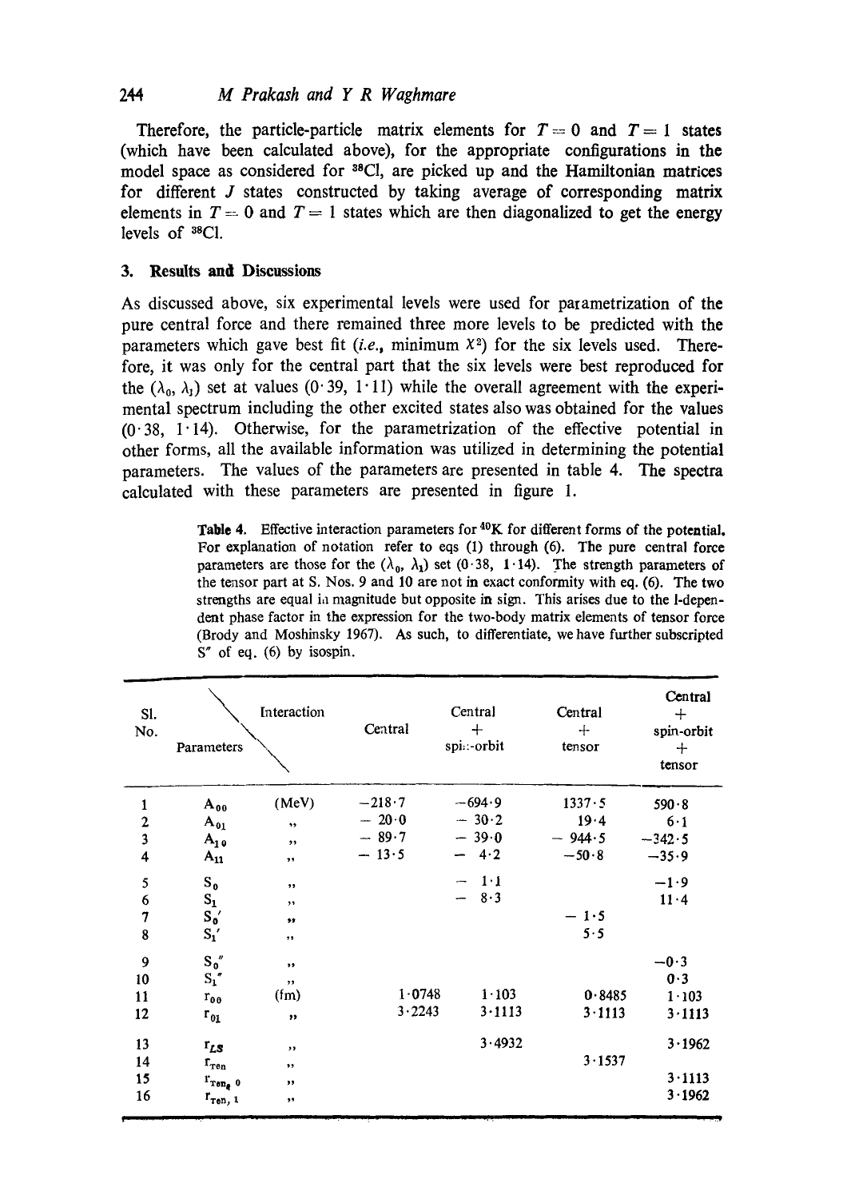Therefore, the particle-particle matrix elements for $T = 0$ and $T = 1$ states (which have been calculated above), for the appropriate configurations in the model space as considered for $^{38}$Cl, are picked up and the Hamiltonian matrices for different $J$ states constructed by taking average of corresponding matrix elements in $T = 0$ and $T = 1$ states which are then diagonalized to get the energy levels of $^{38}$Cl.

## 3. Results and Discussions

As discussed above, six experimental levels were used for parametrization of the pure central force and there remained three more levels to be predicted with the parameters which gave best fit (*i.e.*, minimum $X^2$) for the six levels used. Therefore, it was only for the central part that the six levels were best reproduced for the $(\lambda_0, \lambda_1)$ set at values (0·39, 1·11) while the overall agreement with the experimental spectrum including the other excited states also was obtained for the values (0·38, 1·14). Otherwise, for the parametrization of the effective potential in other forms, all the available information was utilized in determining the potential parameters. The values of the parameters are presented in table 4. The spectra calculated with these parameters are presented in figure 1.

**Table 4.** Effective interaction parameters for $^{40}$K for different forms of the potential. For explanation of notation refer to eqs (1) through (6). The pure central force parameters are those for the $(\lambda_0, \lambda_1)$ set (0·38, 1·14). The strength parameters of the tensor part at S. Nos. 9 and 10 are not in exact conformity with eq. (6). The two strengths are equal in magnitude but opposite in sign. This arises due to the l-dependent phase factor in the expression for the two-body matrix elements of tensor force (Brody and Moshinsky 1967). As such, to differentiate, we have further subscripted S″ of eq. (6) by isospin.

| Sl. No. | Parameters \ Interaction | | Central | Central + spin-orbit | Central + tensor | Central + spin-orbit + tensor |
|---|---|---|---|---|---|---|
| 1 | $A_{00}$ | (MeV) | −218·7 | −694·9 | 1337·5 | 590·8 |
| 2 | $A_{01}$ | ,, | − 20·0 | − 30·2 | 19·4 | 6·1 |
| 3 | $A_{10}$ | ,, | − 89·7 | − 39·0 | − 944·5 | −342·5 |
| 4 | $A_{11}$ | ,, | − 13·5 | − 4·2 | −50·8 | −35·9 |
| 5 | $S_0$ | ,, | | − 1·1 | | −1·9 |
| 6 | $S_1$ | ,, | | − 8·3 | | 11·4 |
| 7 | $S_0'$ | ,, | | | − 1·5 | |
| 8 | $S_1'$ | ,, | | | 5·5 | |
| 9 | $S_0''$ | ,, | | | | −0·3 |
| 10 | $S_1''$ | ,, | | | | 0·3 |
| 11 | $r_{00}$ | (fm) | 1·0748 | 1·103 | 0·8485 | 1·103 |
| 12 | $r_{01}$ | ,, | 3·2243 | 3·1113 | 3·1113 | 3·1113 |
| 13 | $r_{LS}$ | ,, | | 3·4932 | | 3·1962 |
| 14 | $r_{Ten}$ | ,, | | | 3·1537 | |
| 15 | $r_{Ten, 0}$ | ,, | | | | 3·1113 |
| 16 | $r_{Ten, 1}$ | ,, | | | | 3·1962 |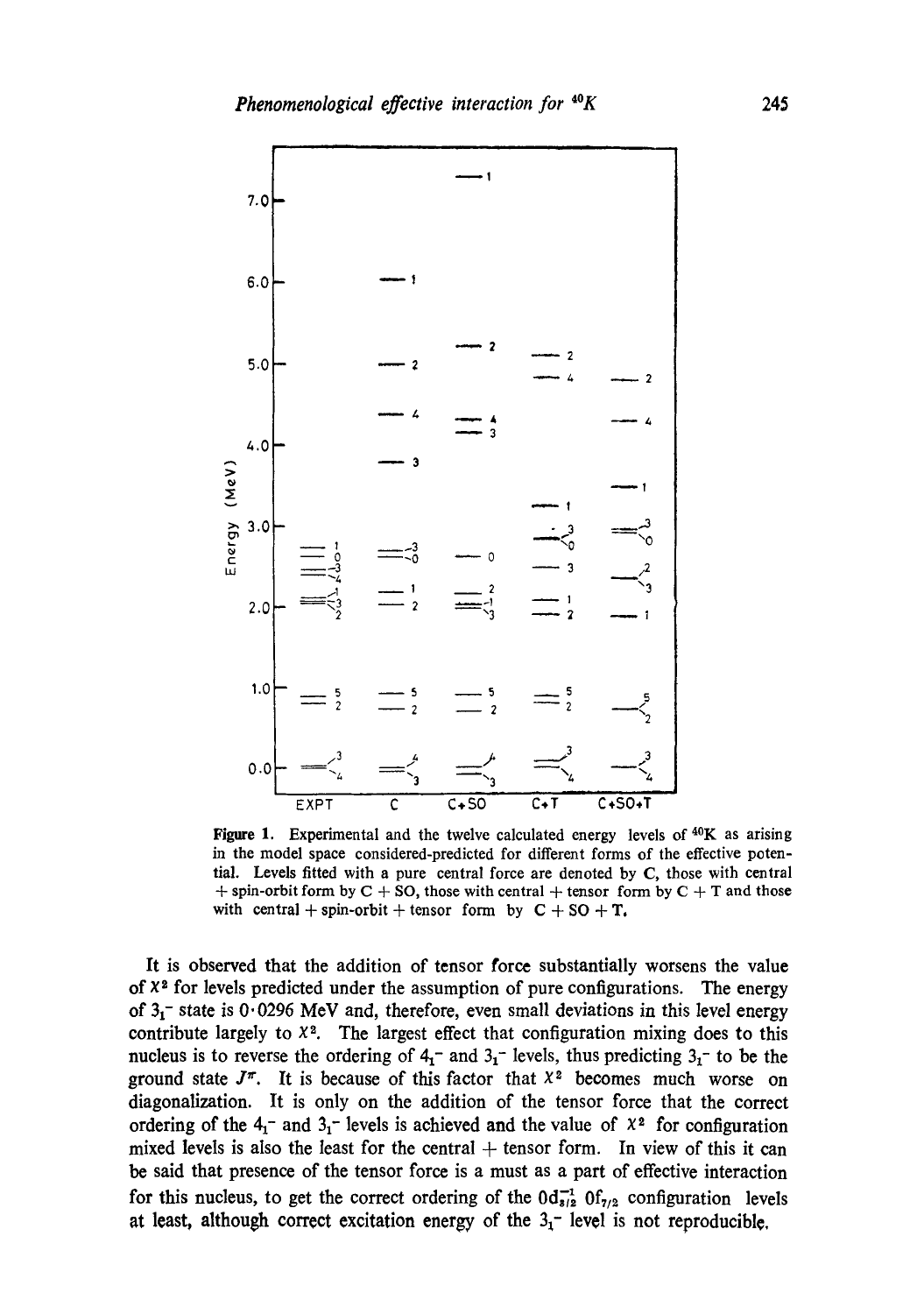Figure 1. Experimental and the twelve calculated energy levels of $^{40}K$ as arising in the model space considered-predicted for different forms of the effective potential. Levels fitted with a pure central force are denoted by C, those with central + spin-orbit form by C + SO, those with central + tensor form by C + T and those with central + spin-orbit + tensor form by C + SO + T.

It is observed that the addition of tensor force substantially worsens the value of $\chi^2$ for levels predicted under the assumption of pure configurations. The energy of $3_1^-$ state is 0·0296 MeV and, therefore, even small deviations in this level energy contribute largely to $\chi^2$. The largest effect that configuration mixing does to this nucleus is to reverse the ordering of $4_1^-$ and $3_1^-$ levels, thus predicting $3_1^-$ to be the ground state $J^\pi$. It is because of this factor that $\chi^2$ becomes much worse on diagonalization. It is only on the addition of the tensor force that the correct ordering of the $4_1^-$ and $3_1^-$ levels is achieved and the value of $\chi^2$ for configuration mixed levels is also the least for the central + tensor form. In view of this it can be said that presence of the tensor force is a must as a part of effective interaction for this nucleus, to get the correct ordering of the $0d_{3/2}^{-1}\, 0f_{7/2}$ configuration levels at least, although correct excitation energy of the $3_1^-$ level is not reproducible.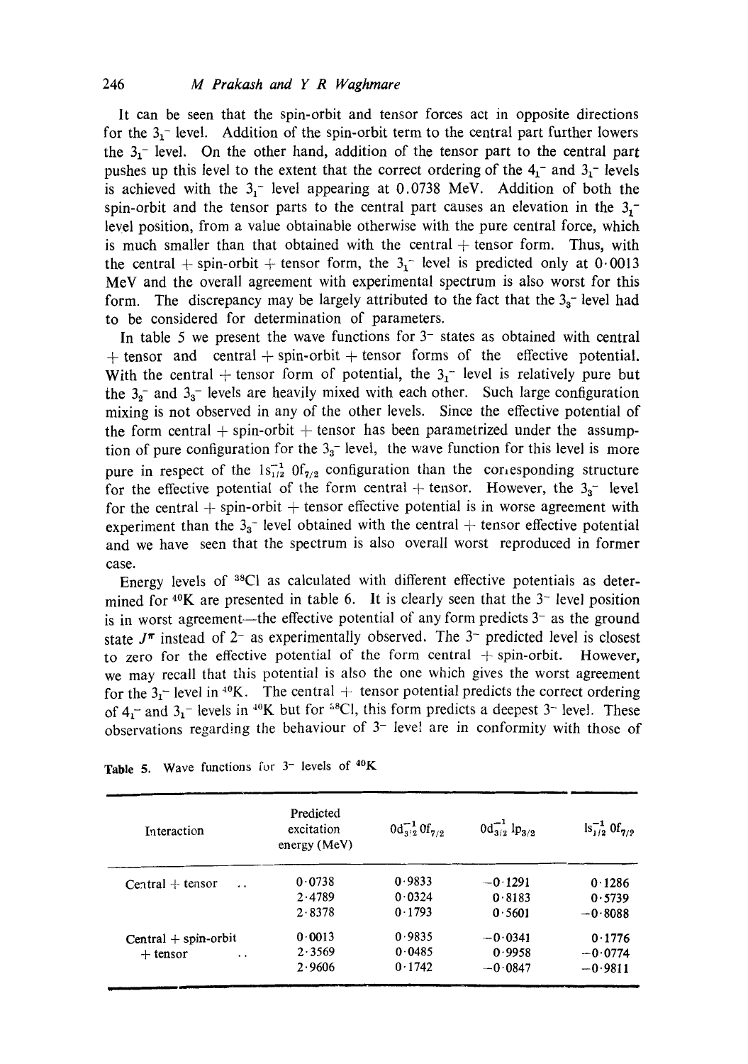It can be seen that the spin-orbit and tensor forces act in opposite directions for the $3_1^-$ level. Addition of the spin-orbit term to the central part further lowers the $3_1^-$ level. On the other hand, addition of the tensor part to the central part pushes up this level to the extent that the correct ordering of the $4_1^-$ and $3_1^-$ levels is achieved with the $3_1^-$ level appearing at 0.0738 MeV. Addition of both the spin-orbit and the tensor parts to the central part causes an elevation in the $3_1^-$ level position, from a value obtainable otherwise with the pure central force, which is much smaller than that obtained with the central + tensor form. Thus, with the central + spin-orbit + tensor form, the $3_1^-$ level is predicted only at 0·0013 MeV and the overall agreement with experimental spectrum is also worst for this form. The discrepancy may be largely attributed to the fact that the $3_3^-$ level had to be considered for determination of parameters.

In table 5 we present the wave functions for $3^-$ states as obtained with central + tensor and central + spin-orbit + tensor forms of the effective potential. With the central + tensor form of potential, the $3_1^-$ level is relatively pure but the $3_2^-$ and $3_3^-$ levels are heavily mixed with each other. Such large configuration mixing is not observed in any of the other levels. Since the effective potential of the form central + spin-orbit + tensor has been parametrized under the assumption of pure configuration for the $3_3^-$ level, the wave function for this level is more pure in respect of the $1s_{1/2}^{-1}\, 0f_{7/2}$ configuration than the corresponding structure for the effective potential of the form central + tensor. However, the $3_3^-$ level for the central + spin-orbit + tensor effective potential is in worse agreement with experiment than the $3_3^-$ level obtained with the central + tensor effective potential and we have seen that the spectrum is also overall worst reproduced in former case.

Energy levels of $^{38}$Cl as calculated with different effective potentials as determined for $^{40}$K are presented in table 6. It is clearly seen that the $3^-$ level position is in worst agreement—the effective potential of any form predicts $3^-$ as the ground state $J^\pi$ instead of $2^-$ as experimentally observed. The $3^-$ predicted level is closest to zero for the effective potential of the form central + spin-orbit. However, we may recall that this potential is also the one which gives the worst agreement for the $3_1^-$ level in $^{40}$K. The central + tensor potential predicts the correct ordering of $4_1^-$ and $3_1^-$ levels in $^{40}$K but for $^{38}$Cl, this form predicts a deepest $3^-$ level. These observations regarding the behaviour of $3^-$ level are in conformity with those of

**Table 5.** Wave functions for $3^-$ levels of $^{40}$K

| Interaction | Predicted excitation energy (MeV) | $0d_{3/2}^{-1}\, 0f_{7/2}$ | $0d_{3/2}^{-1}\, 1p_{3/2}$ | $1s_{1/2}^{-1}\, 0f_{7/2}$ |
|---|---|---|---|---|
| Central + tensor | 0·0738 | 0·9833 | −0·1291 | 0·1286 |
| | 2·4789 | 0·0324 | 0·8183 | 0·5739 |
| | 2·8378 | 0·1793 | 0·5601 | −0·8088 |
| Central + spin-orbit + tensor | 0·0013 | 0·9835 | −0·0341 | 0·1776 |
| | 2·3569 | 0·0485 | 0·9958 | −0·0774 |
| | 2·9606 | 0·1742 | −0·0847 | −0·9811 |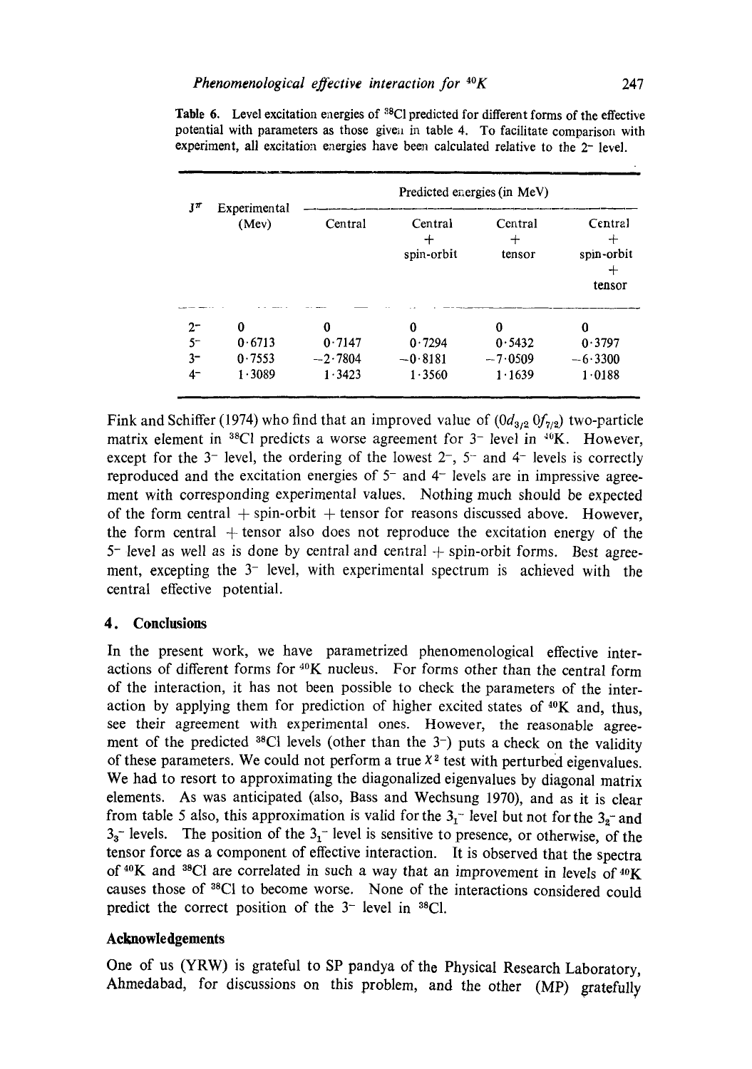Table 6. Level excitation energies of $^{38}Cl$ predicted for different forms of the effective potential with parameters as those given in table 4. To facilitate comparison with experiment, all excitation energies have been calculated relative to the $2^-$ level.

| $J^\pi$ | Experimental (Mev) | Predicted energies (in MeV) | | | |
|---|---|---|---|---|---|
| | | Central | Central + spin-orbit | Central + tensor | Central + spin-orbit + tensor |
| $2^-$ | 0 | 0 | 0 | 0 | 0 |
| $5^-$ | 0·6713 | 0·7147 | 0·7294 | 0·5432 | 0·3797 |
| $3^-$ | 0·7553 | −2·7804 | −0·8181 | −7·0509 | −6·3300 |
| $4^-$ | 1·3089 | 1·3423 | 1·3560 | 1·1639 | 1·0188 |

Fink and Schiffer (1974) who find that an improved value of $(0d_{3/2}\,0f_{7/2})$ two-particle matrix element in $^{38}Cl$ predicts a worse agreement for $3^-$ level in $^{40}K$. However, except for the $3^-$ level, the ordering of the lowest $2^-$, $5^-$ and $4^-$ levels is correctly reproduced and the excitation energies of $5^-$ and $4^-$ levels are in impressive agreement with corresponding experimental values. Nothing much should be expected of the form central + spin-orbit + tensor for reasons discussed above. However, the form central + tensor also does not reproduce the excitation energy of the $5^-$ level as well as is done by central and central + spin-orbit forms. Best agreement, excepting the $3^-$ level, with experimental spectrum is achieved with the central effective potential.

## 4. Conclusions

In the present work, we have parametrized phenomenological effective interactions of different forms for $^{40}K$ nucleus. For forms other than the central form of the interaction, it has not been possible to check the parameters of the interaction by applying them for prediction of higher excited states of $^{40}K$ and, thus, see their agreement with experimental ones. However, the reasonable agreement of the predicted $^{38}Cl$ levels (other than the $3^-$) puts a check on the validity of these parameters. We could not perform a true $\chi^2$ test with perturbed eigenvalues. We had to resort to approximating the diagonalized eigenvalues by diagonal matrix elements. As was anticipated (also, Bass and Wechsung 1970), and as it is clear from table 5 also, this approximation is valid for the $3_1^-$ level but not for the $3_2^-$ and $3_3^-$ levels. The position of the $3_1^-$ level is sensitive to presence, or otherwise, of the tensor force as a component of effective interaction. It is observed that the spectra of $^{40}K$ and $^{38}Cl$ are correlated in such a way that an improvement in levels of $^{40}K$ causes those of $^{38}Cl$ to become worse. None of the interactions considered could predict the correct position of the $3^-$ level in $^{38}Cl$.

## Acknowledgements

One of us (YRW) is grateful to SP pandya of the Physical Research Laboratory, Ahmedabad, for discussions on this problem, and the other (MP) gratefully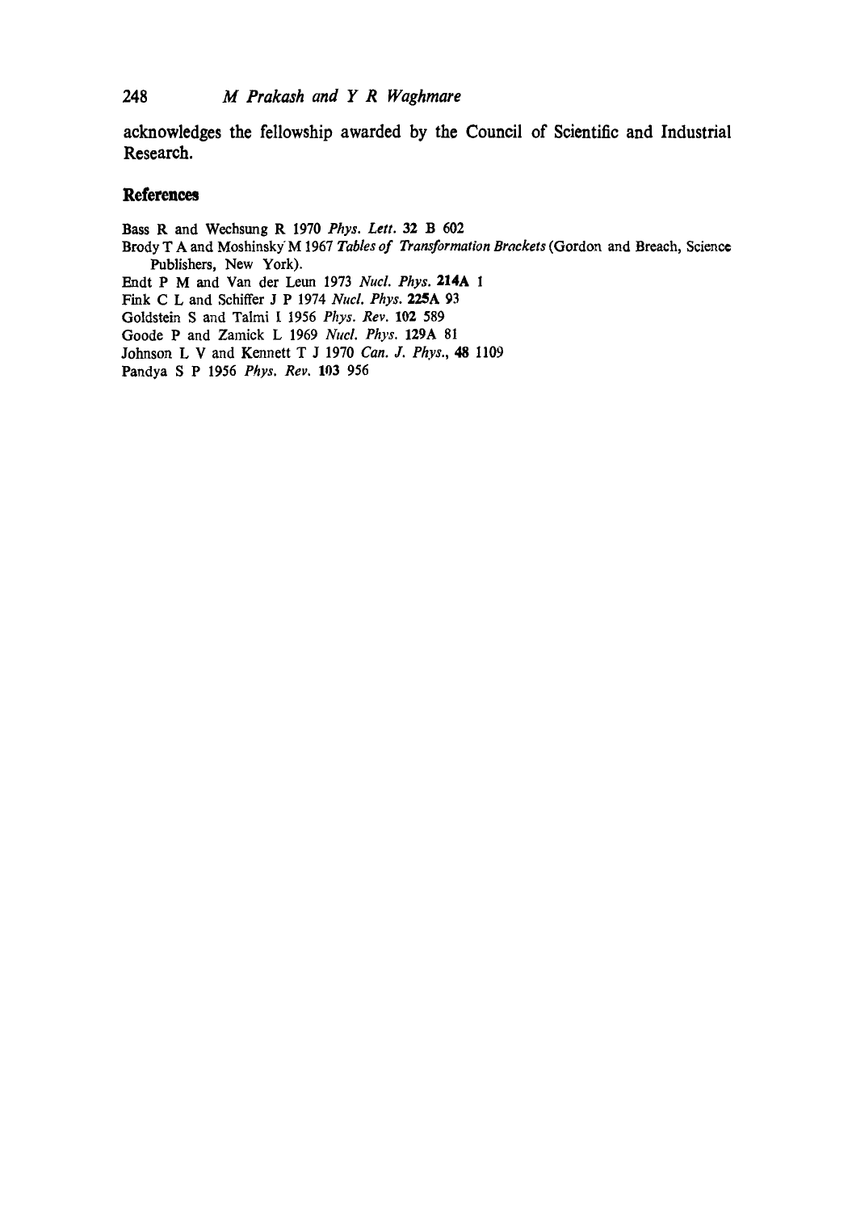acknowledges the fellowship awarded by the Council of Scientific and Industrial Research.

## References

Bass R and Wechsung R 1970 *Phys. Lett.* **32** B 602

Brody T A and Moshinsky M 1967 *Tables of Transformation Brackets* (Gordon and Breach, Science Publishers, New York).

Endt P M and Van der Leun 1973 *Nucl. Phys.* **214A** 1

Fink C L and Schiffer J P 1974 *Nucl. Phys.* **225A** 93

Goldstein S and Talmi I 1956 *Phys. Rev.* **102** 589

Goode P and Zamick L 1969 *Nucl. Phys.* **129A** 81

Johnson L V and Kennett T J 1970 *Can. J. Phys.*, **48** 1109

Pandya S P 1956 *Phys. Rev.* **103** 956